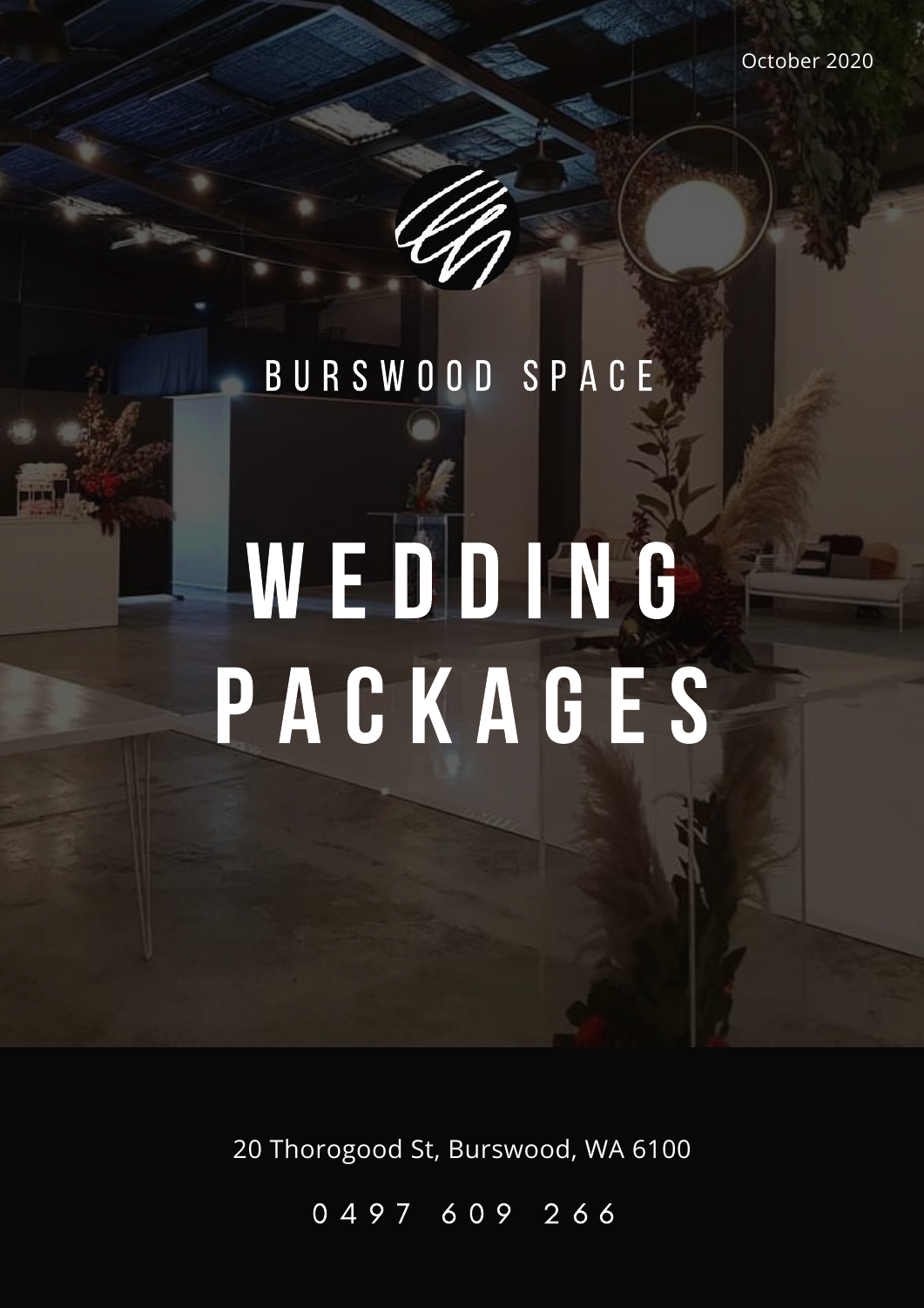October 2020

BURSWOOD SPACE

# WEDDING PACKAGES

20 Thorogood St, Burswood, WA 6100

0497 609 266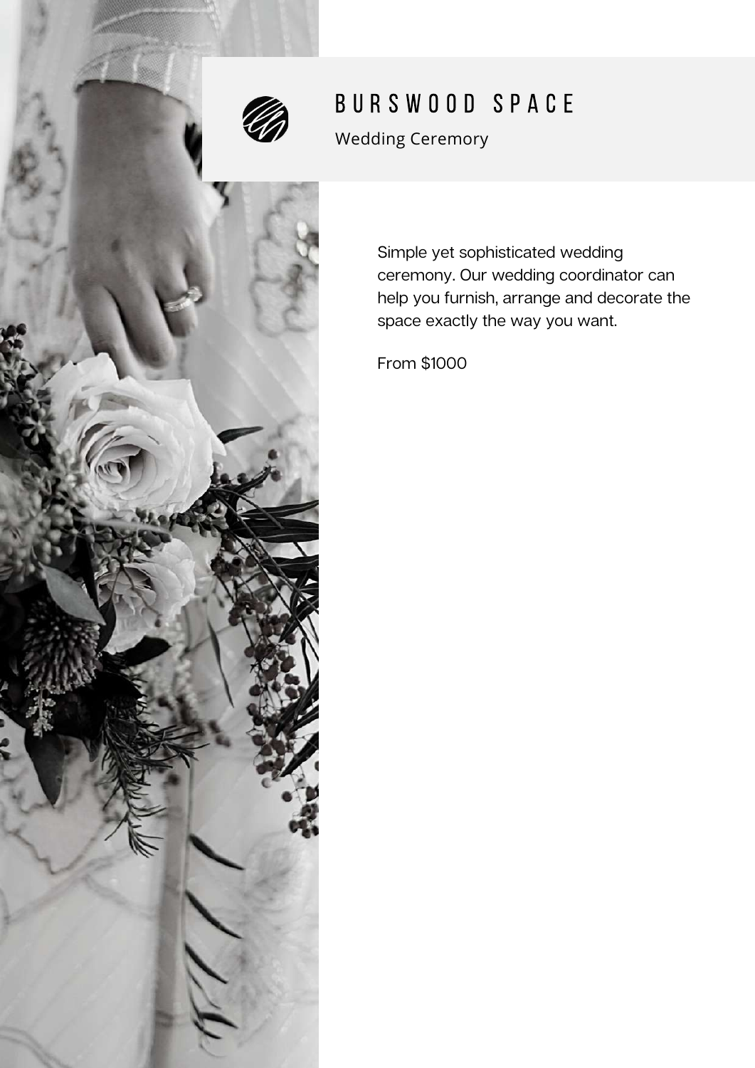# BURSWOOD SPACE

Wedding Ceremory

Simple yet sophisticated wedding ceremony. Our wedding coordinator can help you furnish, arrange and decorate the space exactly the way you want.

From $1000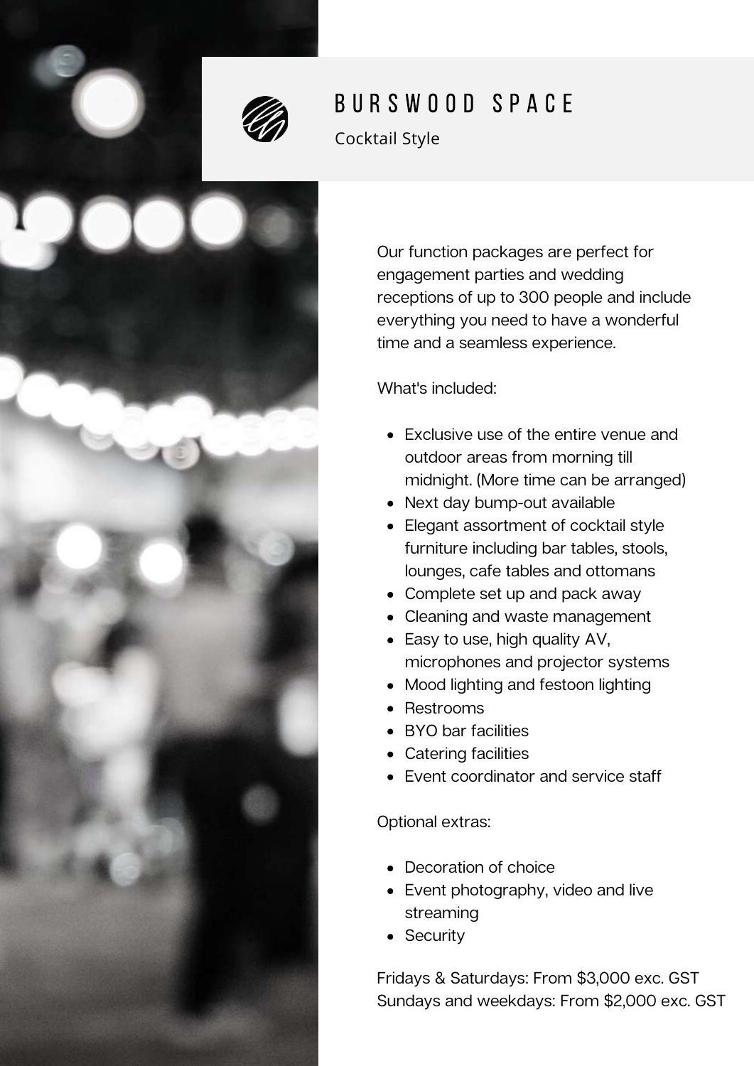# BURSWOOD SPACE

Cocktail Style

Our function packages are perfect for engagement parties and wedding receptions of up to 300 people and include everything you need to have a wonderful time and a seamless experience.

What's included:

- Exclusive use of the entire venue and outdoor areas from morning till midnight. (More time can be arranged)
- Next day bump-out available
- Elegant assortment of cocktail style furniture including bar tables, stools, lounges, cafe tables and ottomans
- Complete set up and pack away
- Cleaning and waste management
- Easy to use, high quality AV, microphones and projector systems
- Mood lighting and festoon lighting
- Restrooms
- BYO bar facilities
- Catering facilities
- Event coordinator and service staff

Optional extras:

- Decoration of choice
- Event photography, video and live streaming
- Security

Fridays & Saturdays: From $3,000 exc. GST
Sundays and weekdays: From $2,000 exc. GST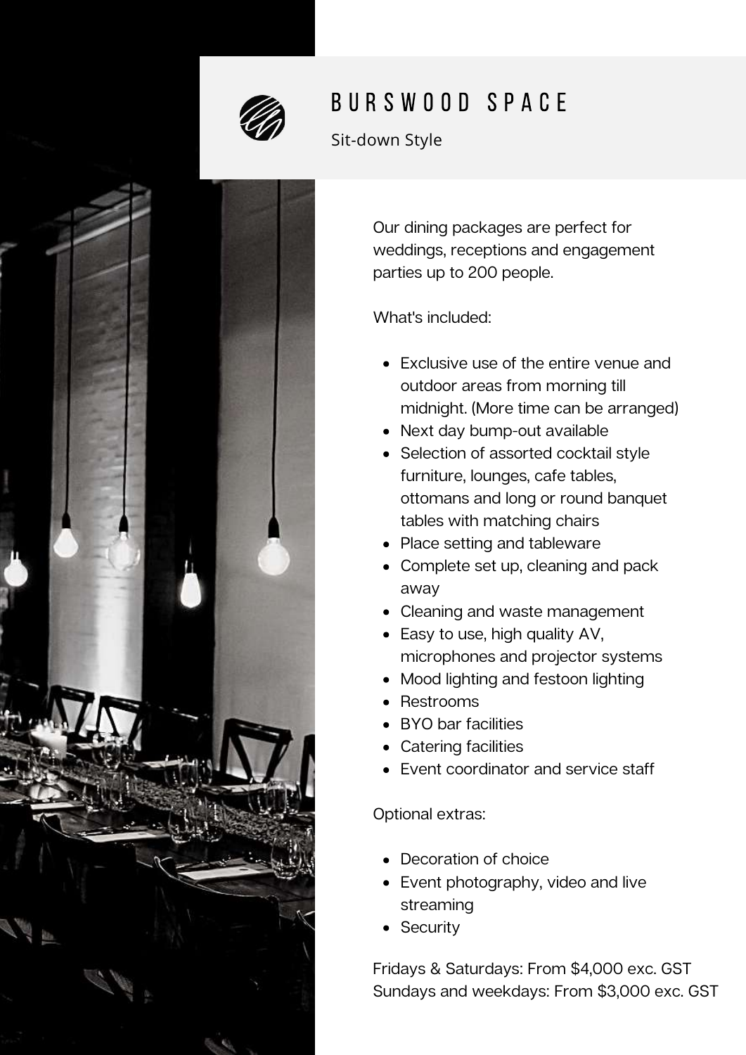# BURSWOOD SPACE

Sit-down Style

Our dining packages are perfect for weddings, receptions and engagement parties up to 200 people.

What's included:

- Exclusive use of the entire venue and outdoor areas from morning till midnight. (More time can be arranged)
- Next day bump-out available
- Selection of assorted cocktail style furniture, lounges, cafe tables, ottomans and long or round banquet tables with matching chairs
- Place setting and tableware
- Complete set up, cleaning and pack away
- Cleaning and waste management
- Easy to use, high quality AV, microphones and projector systems
- Mood lighting and festoon lighting
- Restrooms
- BYO bar facilities
- Catering facilities
- Event coordinator and service staff

Optional extras:

- Decoration of choice
- Event photography, video and live streaming
- Security

Fridays & Saturdays: From $4,000 exc. GST
Sundays and weekdays: From $3,000 exc. GST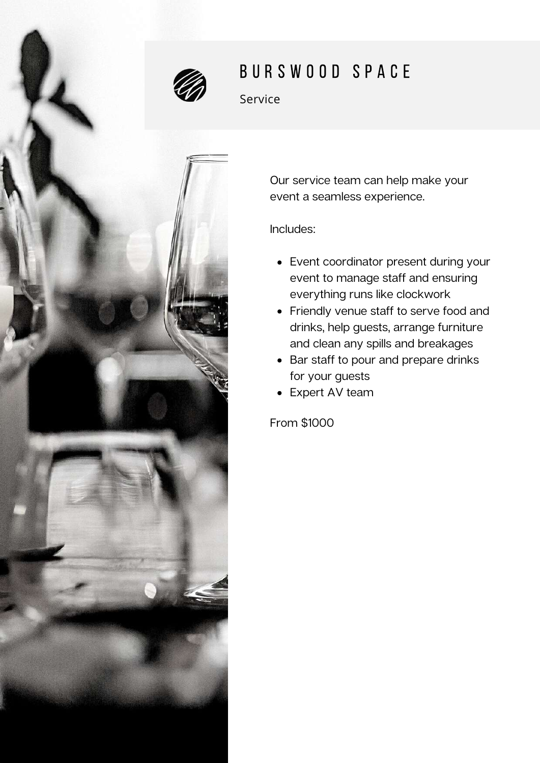# BURSWOOD SPACE

Service

Our service team can help make your event a seamless experience.

Includes:

- Event coordinator present during your event to manage staff and ensuring everything runs like clockwork
- Friendly venue staff to serve food and drinks, help guests, arrange furniture and clean any spills and breakages
- Bar staff to pour and prepare drinks for your guests
- Expert AV team

From $1000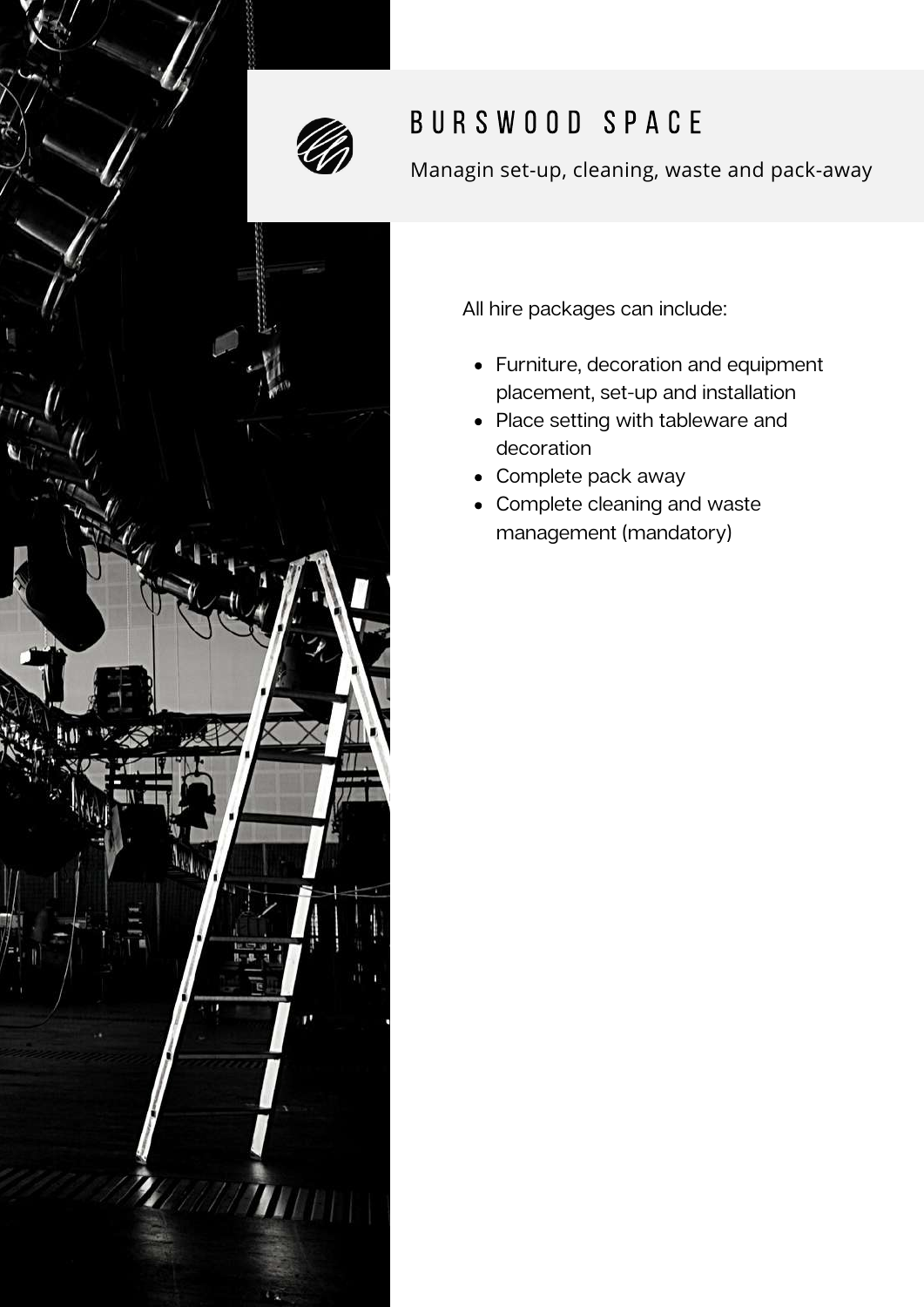# BURSWOOD SPACE

Managin set-up, cleaning, waste and pack-away

All hire packages can include:

- Furniture, decoration and equipment placement, set-up and installation
- Place setting with tableware and decoration
- Complete pack away
- Complete cleaning and waste management (mandatory)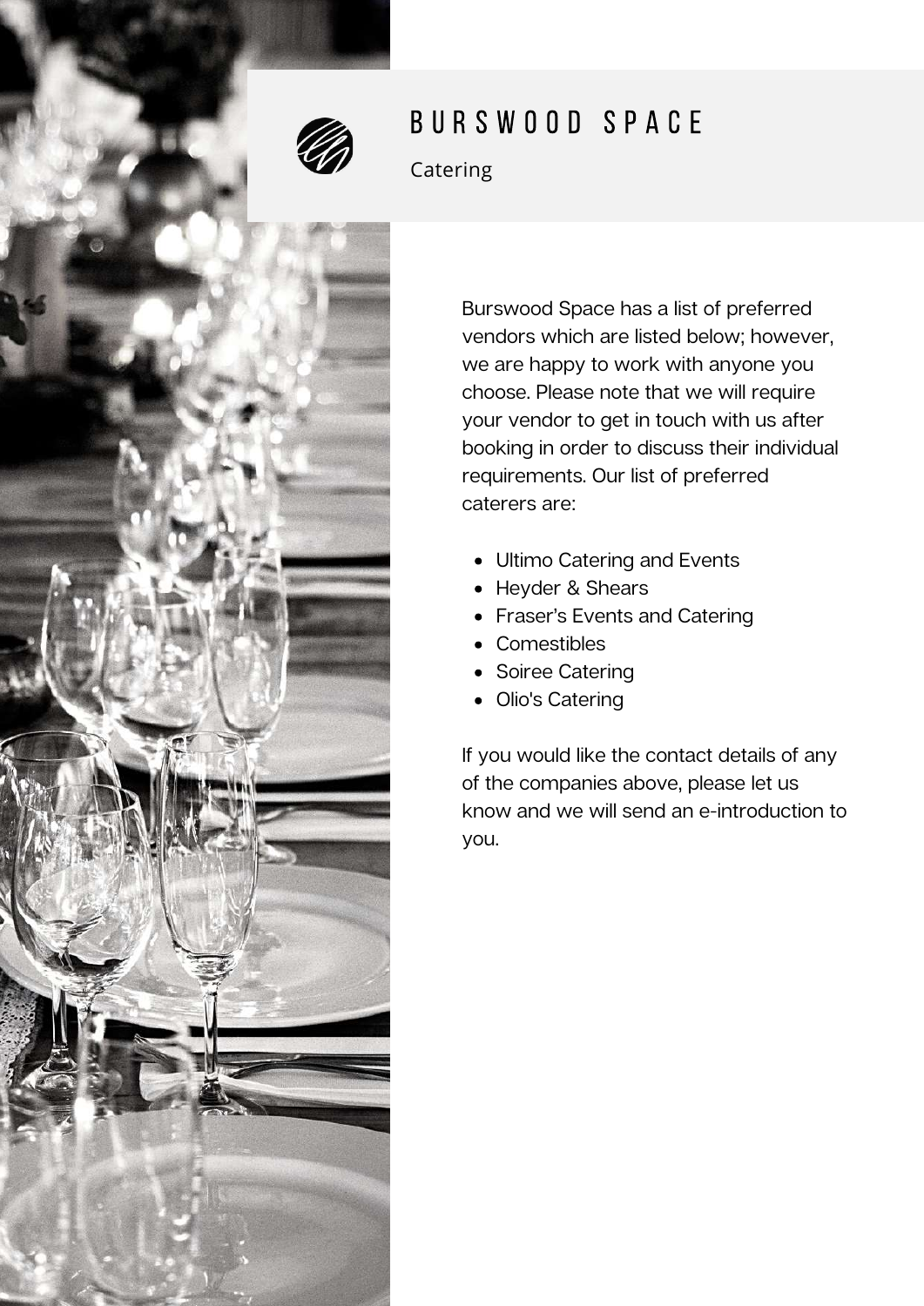# BURSWOOD SPACE

Catering

Burswood Space has a list of preferred vendors which are listed below; however, we are happy to work with anyone you choose. Please note that we will require your vendor to get in touch with us after booking in order to discuss their individual requirements. Our list of preferred caterers are:

- Ultimo Catering and Events
- Heyder & Shears
- Fraser's Events and Catering
- Comestibles
- Soiree Catering
- Olio's Catering

If you would like the contact details of any of the companies above, please let us know and we will send an e-introduction to you.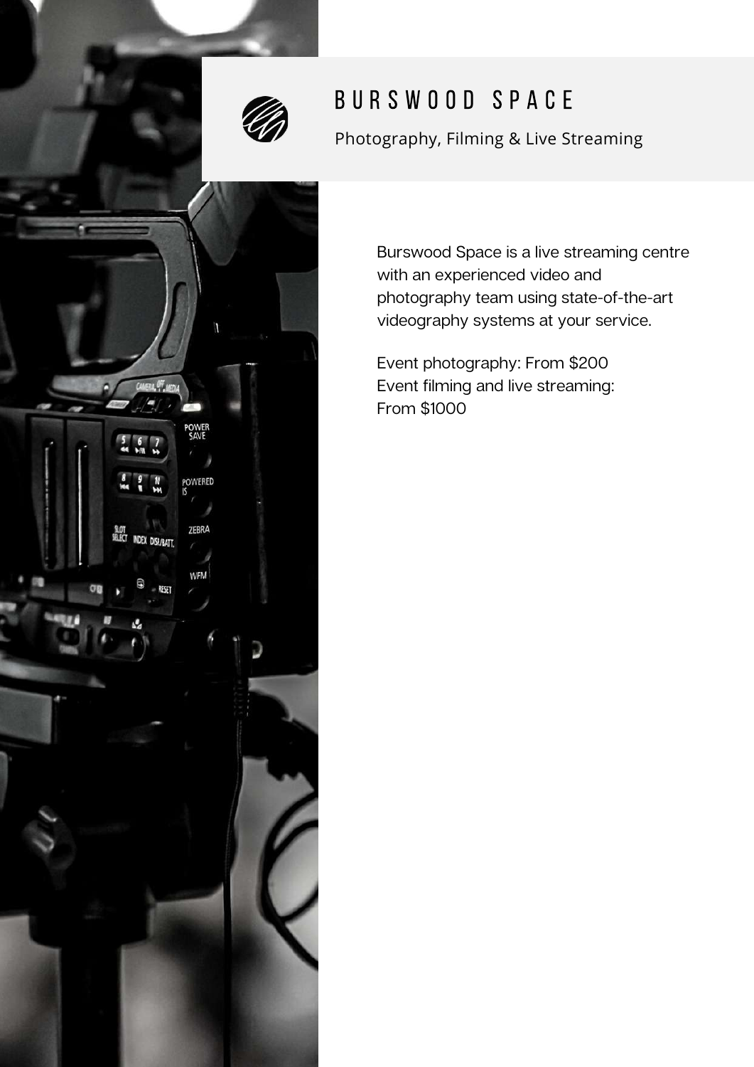# BURSWOOD SPACE

Photography, Filming & Live Streaming

Burswood Space is a live streaming centre with an experienced video and photography team using state-of-the-art videography systems at your service.

Event photography: From $200
Event filming and live streaming: From $1000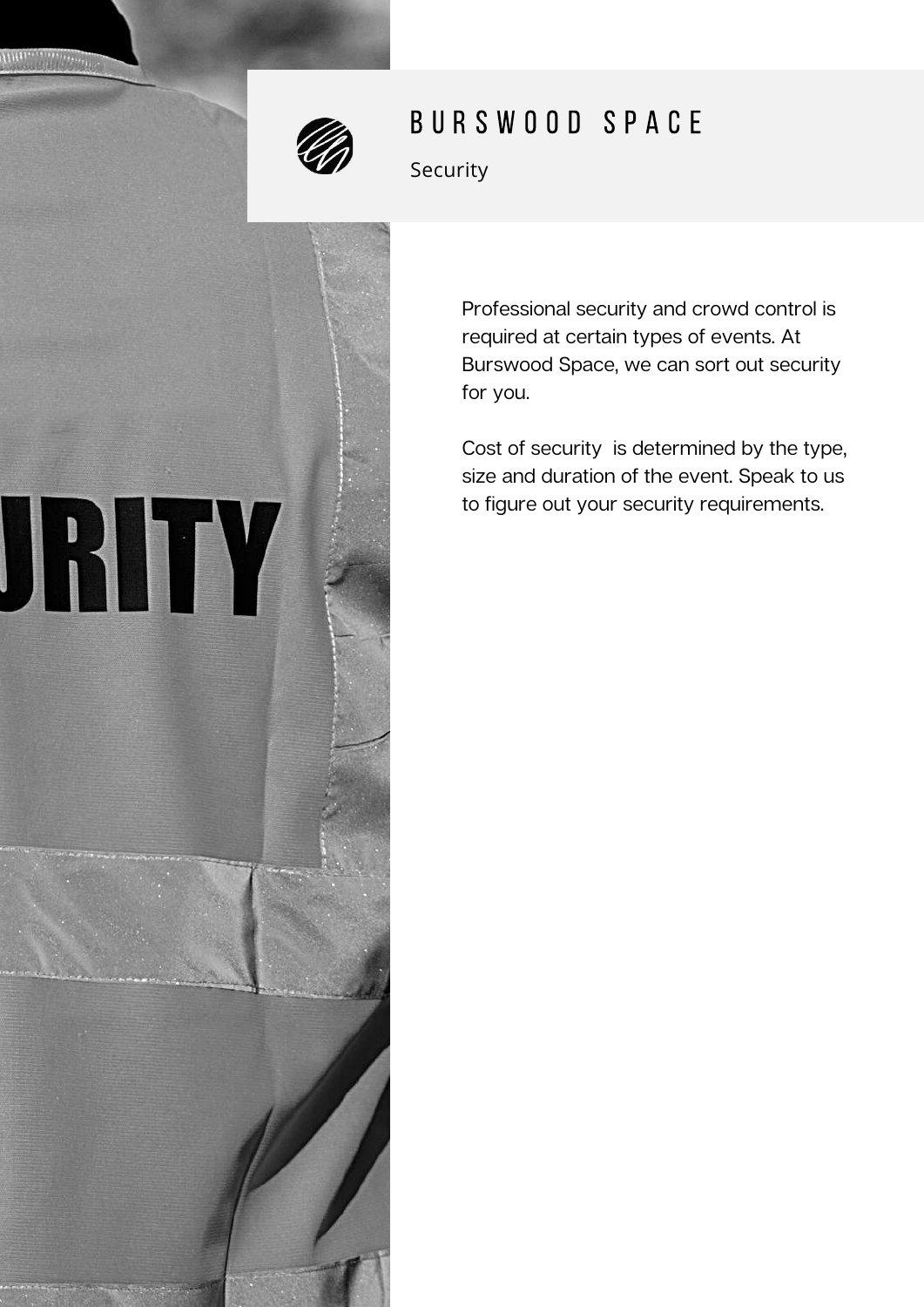# BURSWOOD SPACE

## Security

Professional security and crowd control is required at certain types of events. At Burswood Space, we can sort out security for you.

Cost of security is determined by the type, size and duration of the event. Speak to us to figure out your security requirements.